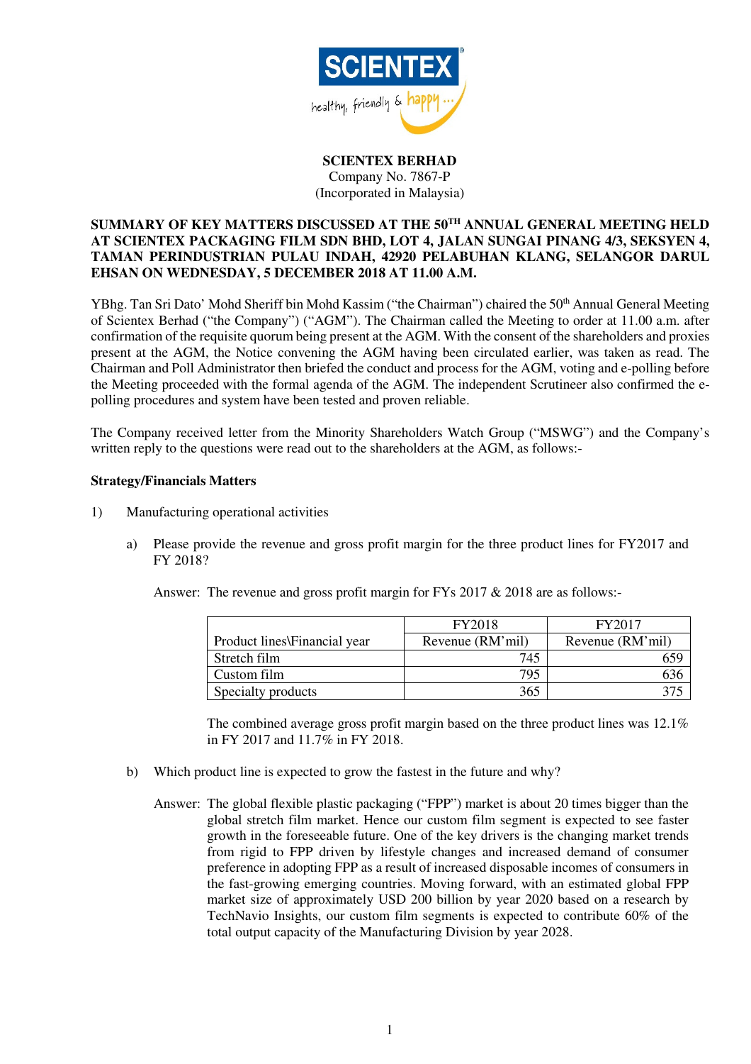**SCIENTEX BERHAD**
Company No. 7867-P
(Incorporated in Malaysia)

**SUMMARY OF KEY MATTERS DISCUSSED AT THE 50[TH] ANNUAL GENERAL MEETING HELD AT SCIENTEX PACKAGING FILM SDN BHD, LOT 4, JALAN SUNGAI PINANG 4/3, SEKSYEN 4, TAMAN PERINDUSTRIAN PULAU INDAH, 42920 PELABUHAN KLANG, SELANGOR DARUL EHSAN ON WEDNESDAY, 5 DECEMBER 2018 AT 11.00 A.M.**

YBhg. Tan Sri Dato' Mohd Sheriff bin Mohd Kassim ("the Chairman") chaired the 50[th] Annual General Meeting of Scientex Berhad ("the Company") ("AGM"). The Chairman called the Meeting to order at 11.00 a.m. after confirmation of the requisite quorum being present at the AGM. With the consent of the shareholders and proxies present at the AGM, the Notice convening the AGM having been circulated earlier, was taken as read. The Chairman and Poll Administrator then briefed the conduct and process for the AGM, voting and e-polling before the Meeting proceeded with the formal agenda of the AGM. The independent Scrutineer also confirmed the e-polling procedures and system have been tested and proven reliable.

The Company received letter from the Minority Shareholders Watch Group ("MSWG") and the Company's written reply to the questions were read out to the shareholders at the AGM, as follows:-

**Strategy/Financials Matters**

1) Manufacturing operational activities

a) Please provide the revenue and gross profit margin for the three product lines for FY2017 and FY 2018?

Answer: The revenue and gross profit margin for FYs 2017 & 2018 are as follows:-

| | FY2018 | FY2017 |
|---|---|---|
| Product lines\Financial year | Revenue (RM'mil) | Revenue (RM'mil) |
| Stretch film | 745 | 659 |
| Custom film | 795 | 636 |
| Specialty products | 365 | 375 |

The combined average gross profit margin based on the three product lines was 12.1% in FY 2017 and 11.7% in FY 2018.

b) Which product line is expected to grow the fastest in the future and why?

Answer: The global flexible plastic packaging ("FPP") market is about 20 times bigger than the global stretch film market. Hence our custom film segment is expected to see faster growth in the foreseeable future. One of the key drivers is the changing market trends from rigid to FPP driven by lifestyle changes and increased demand of consumer preference in adopting FPP as a result of increased disposable incomes of consumers in the fast-growing emerging countries. Moving forward, with an estimated global FPP market size of approximately USD 200 billion by year 2020 based on a research by TechNavio Insights, our custom film segments is expected to contribute 60% of the total output capacity of the Manufacturing Division by year 2028.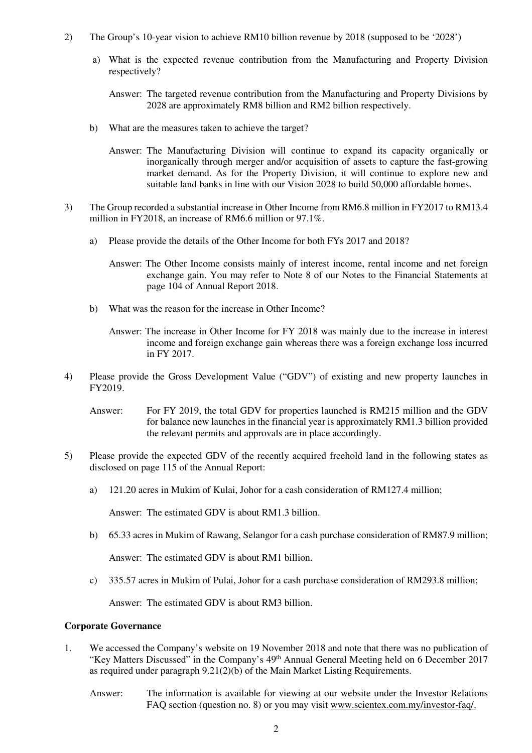2) The Group's 10-year vision to achieve RM10 billion revenue by 2018 (supposed to be '2028')

   a) What is the expected revenue contribution from the Manufacturing and Property Division respectively?

      Answer: The targeted revenue contribution from the Manufacturing and Property Divisions by 2028 are approximately RM8 billion and RM2 billion respectively.

   b) What are the measures taken to achieve the target?

      Answer: The Manufacturing Division will continue to expand its capacity organically or inorganically through merger and/or acquisition of assets to capture the fast-growing market demand. As for the Property Division, it will continue to explore new and suitable land banks in line with our Vision 2028 to build 50,000 affordable homes.

3) The Group recorded a substantial increase in Other Income from RM6.8 million in FY2017 to RM13.4 million in FY2018, an increase of RM6.6 million or 97.1%.

   a) Please provide the details of the Other Income for both FYs 2017 and 2018?

      Answer: The Other Income consists mainly of interest income, rental income and net foreign exchange gain. You may refer to Note 8 of our Notes to the Financial Statements at page 104 of Annual Report 2018.

   b) What was the reason for the increase in Other Income?

      Answer: The increase in Other Income for FY 2018 was mainly due to the increase in interest income and foreign exchange gain whereas there was a foreign exchange loss incurred in FY 2017.

4) Please provide the Gross Development Value ("GDV") of existing and new property launches in FY2019.

   Answer: For FY 2019, the total GDV for properties launched is RM215 million and the GDV for balance new launches in the financial year is approximately RM1.3 billion provided the relevant permits and approvals are in place accordingly.

5) Please provide the expected GDV of the recently acquired freehold land in the following states as disclosed on page 115 of the Annual Report:

   a) 121.20 acres in Mukim of Kulai, Johor for a cash consideration of RM127.4 million;

      Answer: The estimated GDV is about RM1.3 billion.

   b) 65.33 acres in Mukim of Rawang, Selangor for a cash purchase consideration of RM87.9 million;

      Answer: The estimated GDV is about RM1 billion.

   c) 335.57 acres in Mukim of Pulai, Johor for a cash purchase consideration of RM293.8 million;

      Answer: The estimated GDV is about RM3 billion.

**Corporate Governance**

1. We accessed the Company's website on 19 November 2018 and note that there was no publication of "Key Matters Discussed" in the Company's 49th Annual General Meeting held on 6 December 2017 as required under paragraph 9.21(2)(b) of the Main Market Listing Requirements.

   Answer: The information is available for viewing at our website under the Investor Relations FAQ section (question no. 8) or you may visit www.scientex.com.my/investor-faq/.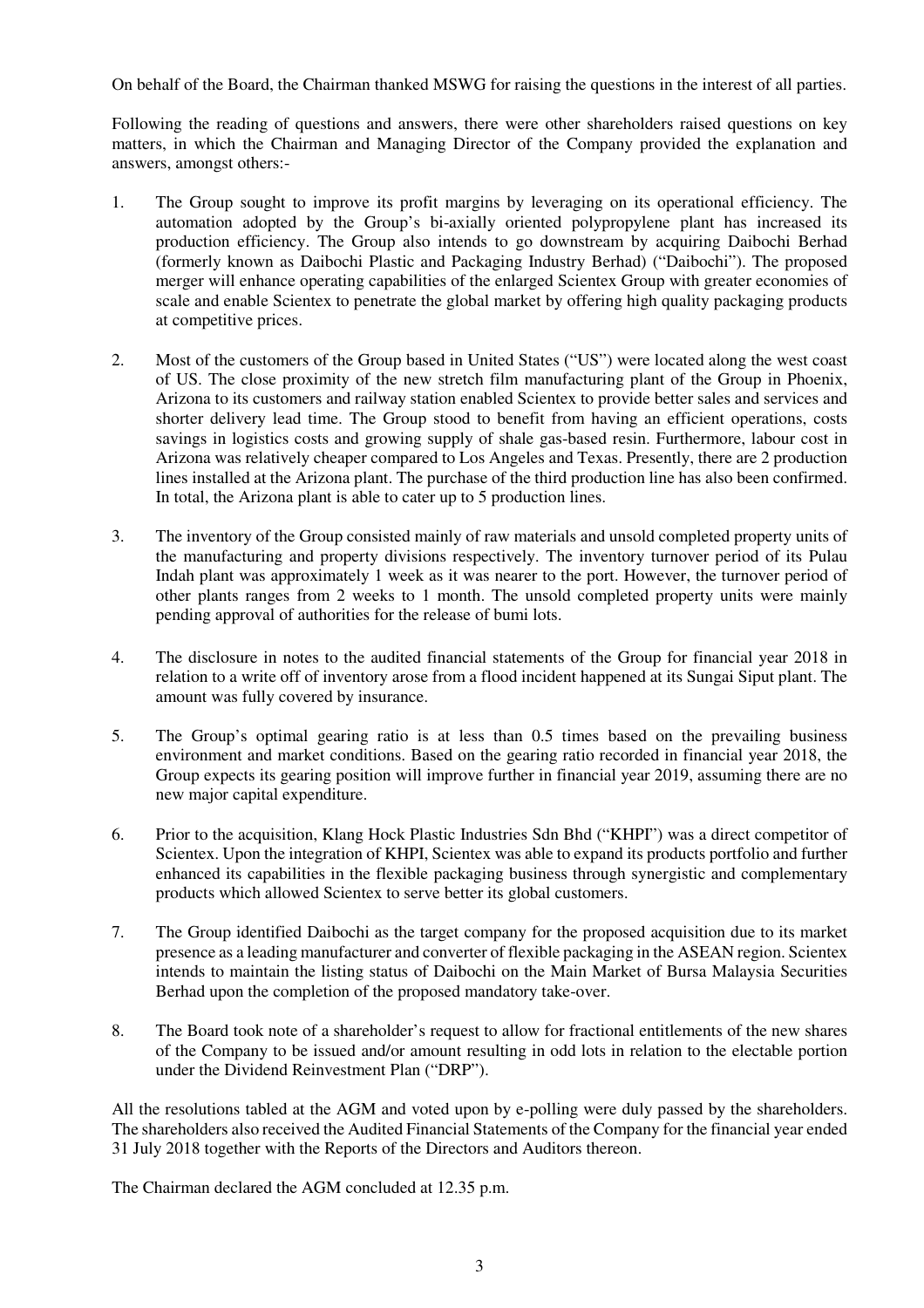On behalf of the Board, the Chairman thanked MSWG for raising the questions in the interest of all parties.

Following the reading of questions and answers, there were other shareholders raised questions on key matters, in which the Chairman and Managing Director of the Company provided the explanation and answers, amongst others:-

1. The Group sought to improve its profit margins by leveraging on its operational efficiency. The automation adopted by the Group's bi-axially oriented polypropylene plant has increased its production efficiency. The Group also intends to go downstream by acquiring Daibochi Berhad (formerly known as Daibochi Plastic and Packaging Industry Berhad) ("Daibochi"). The proposed merger will enhance operating capabilities of the enlarged Scientex Group with greater economies of scale and enable Scientex to penetrate the global market by offering high quality packaging products at competitive prices.

2. Most of the customers of the Group based in United States ("US") were located along the west coast of US. The close proximity of the new stretch film manufacturing plant of the Group in Phoenix, Arizona to its customers and railway station enabled Scientex to provide better sales and services and shorter delivery lead time. The Group stood to benefit from having an efficient operations, costs savings in logistics costs and growing supply of shale gas-based resin. Furthermore, labour cost in Arizona was relatively cheaper compared to Los Angeles and Texas. Presently, there are 2 production lines installed at the Arizona plant. The purchase of the third production line has also been confirmed. In total, the Arizona plant is able to cater up to 5 production lines.

3. The inventory of the Group consisted mainly of raw materials and unsold completed property units of the manufacturing and property divisions respectively. The inventory turnover period of its Pulau Indah plant was approximately 1 week as it was nearer to the port. However, the turnover period of other plants ranges from 2 weeks to 1 month. The unsold completed property units were mainly pending approval of authorities for the release of bumi lots.

4. The disclosure in notes to the audited financial statements of the Group for financial year 2018 in relation to a write off of inventory arose from a flood incident happened at its Sungai Siput plant. The amount was fully covered by insurance.

5. The Group's optimal gearing ratio is at less than 0.5 times based on the prevailing business environment and market conditions. Based on the gearing ratio recorded in financial year 2018, the Group expects its gearing position will improve further in financial year 2019, assuming there are no new major capital expenditure.

6. Prior to the acquisition, Klang Hock Plastic Industries Sdn Bhd ("KHPI") was a direct competitor of Scientex. Upon the integration of KHPI, Scientex was able to expand its products portfolio and further enhanced its capabilities in the flexible packaging business through synergistic and complementary products which allowed Scientex to serve better its global customers.

7. The Group identified Daibochi as the target company for the proposed acquisition due to its market presence as a leading manufacturer and converter of flexible packaging in the ASEAN region. Scientex intends to maintain the listing status of Daibochi on the Main Market of Bursa Malaysia Securities Berhad upon the completion of the proposed mandatory take-over.

8. The Board took note of a shareholder's request to allow for fractional entitlements of the new shares of the Company to be issued and/or amount resulting in odd lots in relation to the electable portion under the Dividend Reinvestment Plan ("DRP").

All the resolutions tabled at the AGM and voted upon by e-polling were duly passed by the shareholders. The shareholders also received the Audited Financial Statements of the Company for the financial year ended 31 July 2018 together with the Reports of the Directors and Auditors thereon.

The Chairman declared the AGM concluded at 12.35 p.m.